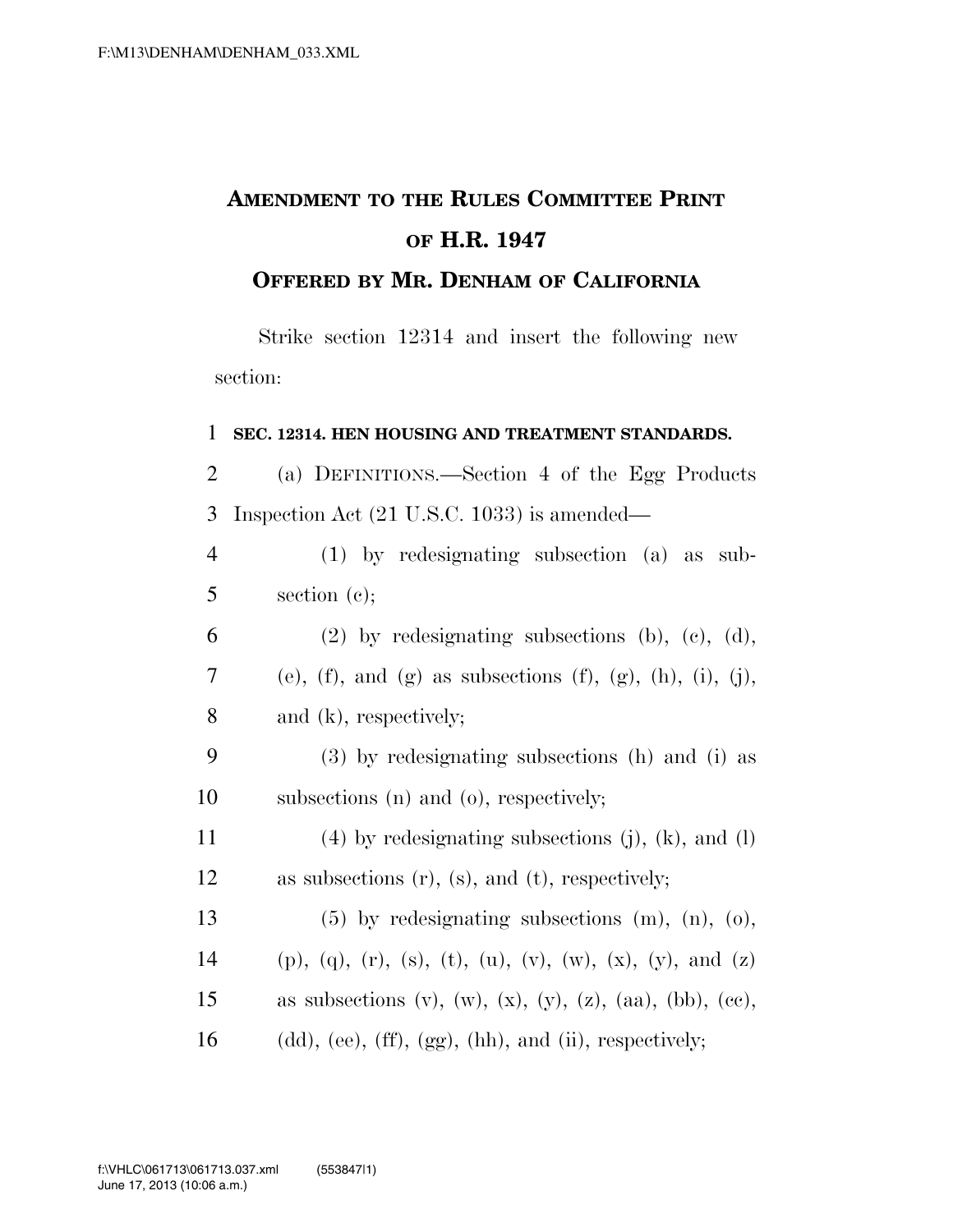# AMENDMENT TO THE RULES COMMITTEE PRINT OF H.R. 1947

## OFFERED BY MR. DENHAM OF CALIFORNIA

Strike section 12314 and insert the following new section:

**SEC. 12314. HEN HOUSING AND TREATMENT STANDARDS.**

(a) DEFINITIONS.—Section 4 of the Egg Products Inspection Act (21 U.S.C. 1033) is amended—

(1) by redesignating subsection (a) as subsection (c);

(2) by redesignating subsections (b), (c), (d), (e), (f), and (g) as subsections (f), (g), (h), (i), (j), and (k), respectively;

(3) by redesignating subsections (h) and (i) as subsections (n) and (o), respectively;

(4) by redesignating subsections (j), (k), and (l) as subsections (r), (s), and (t), respectively;

(5) by redesignating subsections (m), (n), (o), (p), (q), (r), (s), (t), (u), (v), (w), (x), (y), and (z) as subsections (v), (w), (x), (y), (z), (aa), (bb), (cc), (dd), (ee), (ff), (gg), (hh), and (ii), respectively;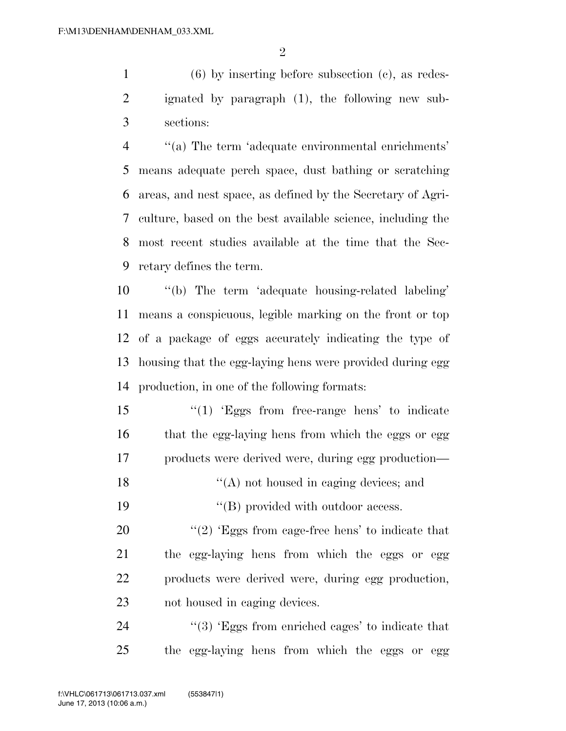(6) by inserting before subsection (c), as redesignated by paragraph (1), the following new subsections:

''(a) The term 'adequate environmental enrichments' means adequate perch space, dust bathing or scratching areas, and nest space, as defined by the Secretary of Agriculture, based on the best available science, including the most recent studies available at the time that the Secretary defines the term.

''(b) The term 'adequate housing-related labeling' means a conspicuous, legible marking on the front or top of a package of eggs accurately indicating the type of housing that the egg-laying hens were provided during egg production, in one of the following formats:

> ''(1) 'Eggs from free-range hens' to indicate that the egg-laying hens from which the eggs or egg products were derived were, during egg production—
>
> > ''(A) not housed in caging devices; and
> >
> > ''(B) provided with outdoor access.
>
> ''(2) 'Eggs from cage-free hens' to indicate that the egg-laying hens from which the eggs or egg products were derived were, during egg production, not housed in caging devices.
>
> ''(3) 'Eggs from enriched cages' to indicate that the egg-laying hens from which the eggs or egg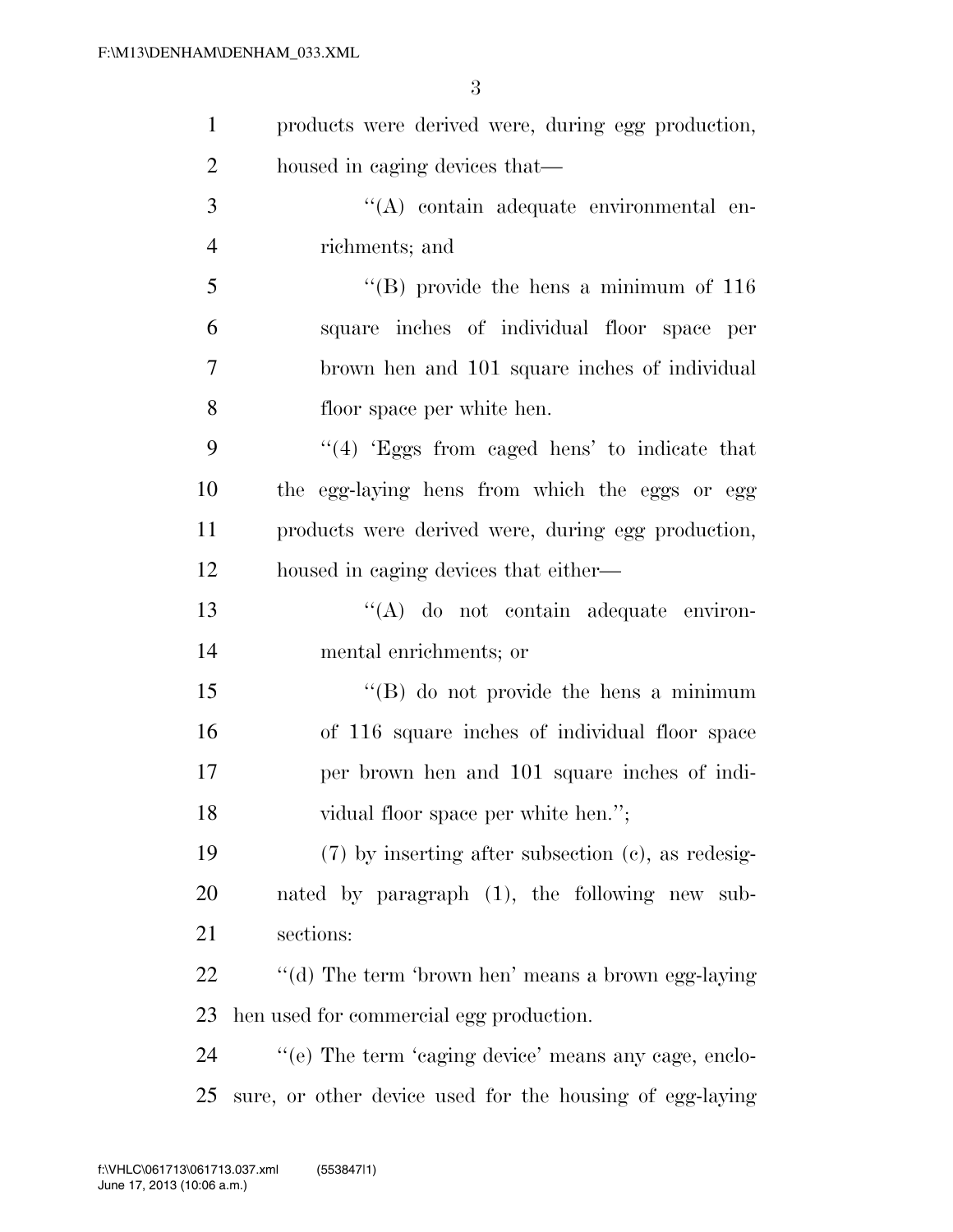products were derived were, during egg production, housed in caging devices that—

''(A) contain adequate environmental enrichments; and

''(B) provide the hens a minimum of 116 square inches of individual floor space per brown hen and 101 square inches of individual floor space per white hen.

''(4) 'Eggs from caged hens' to indicate that the egg-laying hens from which the eggs or egg products were derived were, during egg production, housed in caging devices that either—

''(A) do not contain adequate environmental enrichments; or

''(B) do not provide the hens a minimum of 116 square inches of individual floor space per brown hen and 101 square inches of individual floor space per white hen.'';

(7) by inserting after subsection (c), as redesignated by paragraph (1), the following new subsections:

''(d) The term 'brown hen' means a brown egg-laying hen used for commercial egg production.

''(e) The term 'caging device' means any cage, enclosure, or other device used for the housing of egg-laying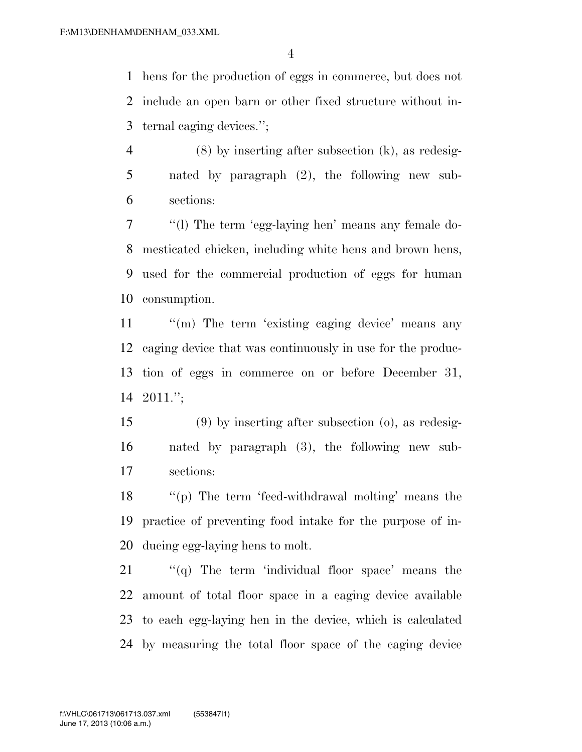hens for the production of eggs in commerce, but does not include an open barn or other fixed structure without internal caging devices.'';

(8) by inserting after subsection (k), as redesignated by paragraph (2), the following new subsections:

''(l) The term 'egg-laying hen' means any female domesticated chicken, including white hens and brown hens, used for the commercial production of eggs for human consumption.

''(m) The term 'existing caging device' means any caging device that was continuously in use for the production of eggs in commerce on or before December 31, 2011.'';

(9) by inserting after subsection (o), as redesignated by paragraph (3), the following new subsections:

''(p) The term 'feed-withdrawal molting' means the practice of preventing food intake for the purpose of inducing egg-laying hens to molt.

''(q) The term 'individual floor space' means the amount of total floor space in a caging device available to each egg-laying hen in the device, which is calculated by measuring the total floor space of the caging device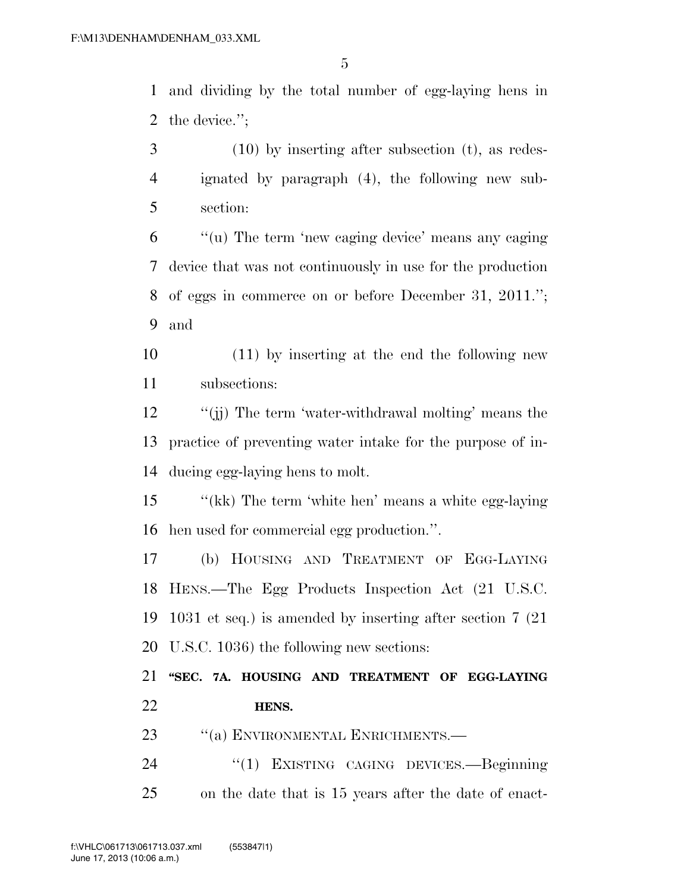and dividing by the total number of egg-laying hens in the device.'';

(10) by inserting after subsection (t), as redesignated by paragraph (4), the following new subsection:

''(u) The term 'new caging device' means any caging device that was not continuously in use for the production of eggs in commerce on or before December 31, 2011.''; and

(11) by inserting at the end the following new subsections:

''(jj) The term 'water-withdrawal molting' means the practice of preventing water intake for the purpose of inducing egg-laying hens to molt.

''(kk) The term 'white hen' means a white egg-laying hen used for commercial egg production.''.

(b) HOUSING AND TREATMENT OF EGG-LAYING HENS.—The Egg Products Inspection Act (21 U.S.C. 1031 et seq.) is amended by inserting after section 7 (21 U.S.C. 1036) the following new sections:

**''SEC. 7A. HOUSING AND TREATMENT OF EGG-LAYING HENS.**

''(a) ENVIRONMENTAL ENRICHMENTS.—

''(1) EXISTING CAGING DEVICES.—Beginning on the date that is 15 years after the date of enact-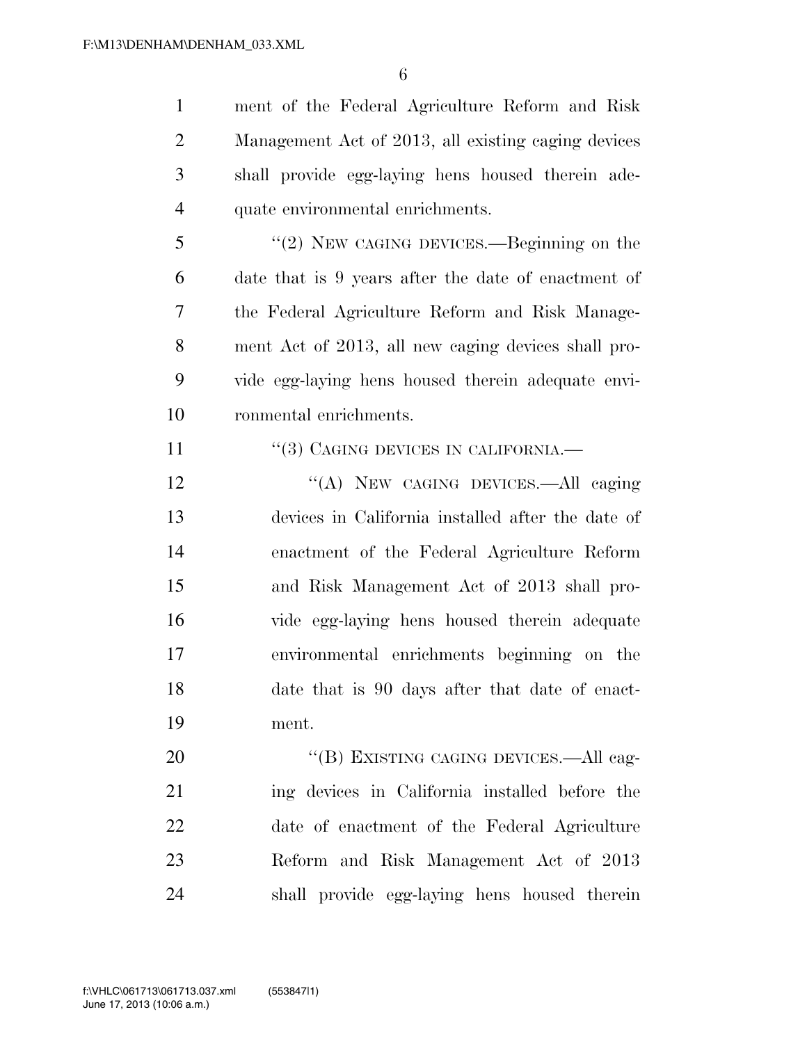ment of the Federal Agriculture Reform and Risk Management Act of 2013, all existing caging devices shall provide egg-laying hens housed therein adequate environmental enrichments.

"(2) NEW CAGING DEVICES.—Beginning on the date that is 9 years after the date of enactment of the Federal Agriculture Reform and Risk Management Act of 2013, all new caging devices shall provide egg-laying hens housed therein adequate environmental enrichments.

"(3) CAGING DEVICES IN CALIFORNIA.—

"(A) NEW CAGING DEVICES.—All caging devices in California installed after the date of enactment of the Federal Agriculture Reform and Risk Management Act of 2013 shall provide egg-laying hens housed therein adequate environmental enrichments beginning on the date that is 90 days after that date of enactment.

"(B) EXISTING CAGING DEVICES.—All caging devices in California installed before the date of enactment of the Federal Agriculture Reform and Risk Management Act of 2013 shall provide egg-laying hens housed therein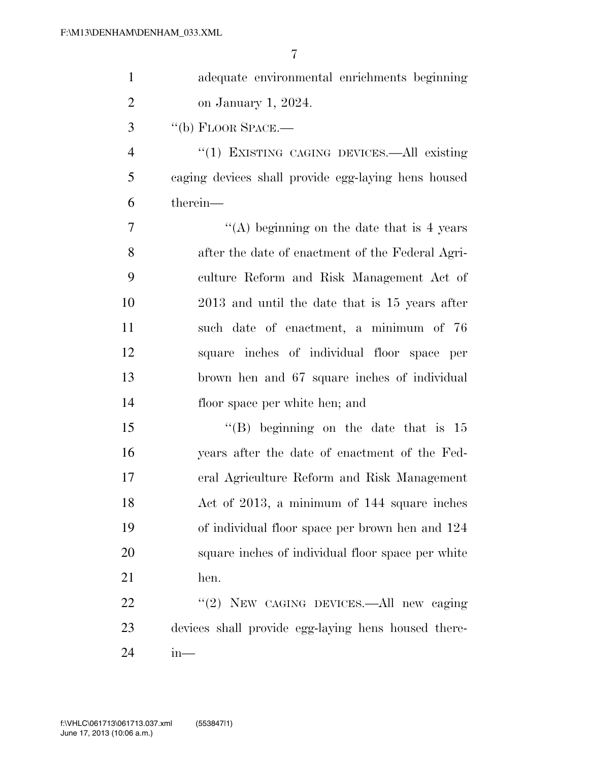adequate environmental enrichments beginning on January 1, 2024.

"(b) FLOOR SPACE.—

"(1) EXISTING CAGING DEVICES.—All existing caging devices shall provide egg-laying hens housed therein—

"(A) beginning on the date that is 4 years after the date of enactment of the Federal Agriculture Reform and Risk Management Act of 2013 and until the date that is 15 years after such date of enactment, a minimum of 76 square inches of individual floor space per brown hen and 67 square inches of individual floor space per white hen; and

"(B) beginning on the date that is 15 years after the date of enactment of the Federal Agriculture Reform and Risk Management Act of 2013, a minimum of 144 square inches of individual floor space per brown hen and 124 square inches of individual floor space per white hen.

"(2) NEW CAGING DEVICES.—All new caging devices shall provide egg-laying hens housed therein—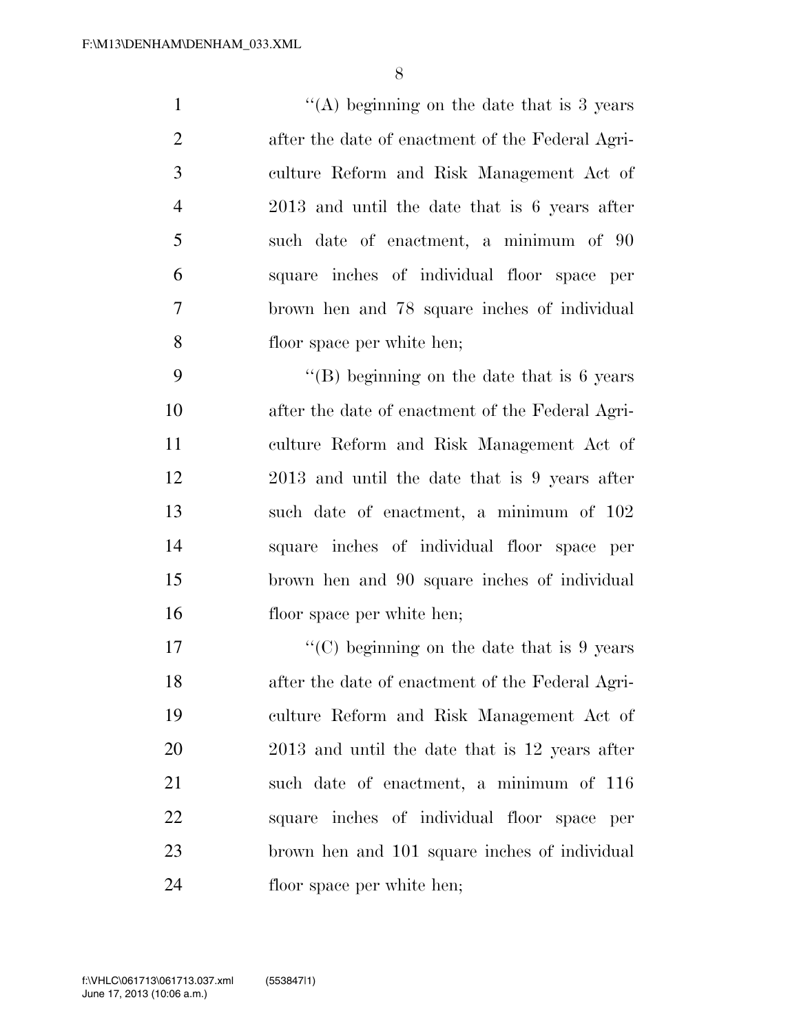''(A) beginning on the date that is 3 years after the date of enactment of the Federal Agriculture Reform and Risk Management Act of 2013 and until the date that is 6 years after such date of enactment, a minimum of 90 square inches of individual floor space per brown hen and 78 square inches of individual floor space per white hen;

''(B) beginning on the date that is 6 years after the date of enactment of the Federal Agriculture Reform and Risk Management Act of 2013 and until the date that is 9 years after such date of enactment, a minimum of 102 square inches of individual floor space per brown hen and 90 square inches of individual floor space per white hen;

''(C) beginning on the date that is 9 years after the date of enactment of the Federal Agriculture Reform and Risk Management Act of 2013 and until the date that is 12 years after such date of enactment, a minimum of 116 square inches of individual floor space per brown hen and 101 square inches of individual floor space per white hen;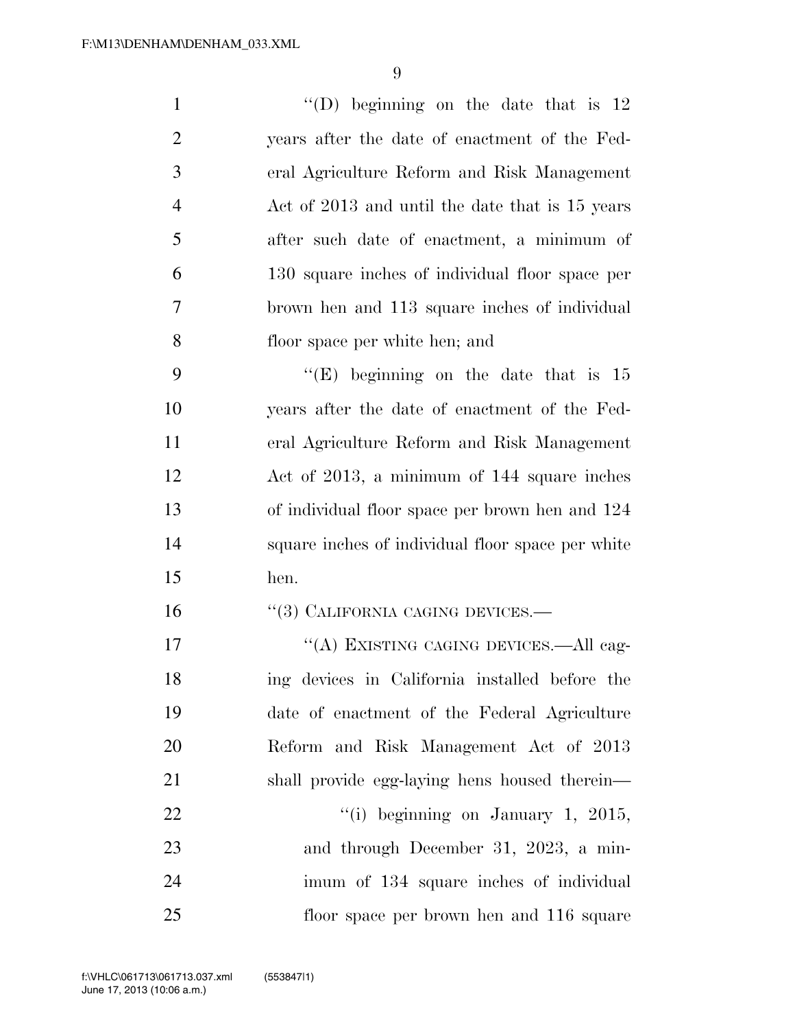"(D) beginning on the date that is 12 years after the date of enactment of the Federal Agriculture Reform and Risk Management Act of 2013 and until the date that is 15 years after such date of enactment, a minimum of 130 square inches of individual floor space per brown hen and 113 square inches of individual floor space per white hen; and

"(E) beginning on the date that is 15 years after the date of enactment of the Federal Agriculture Reform and Risk Management Act of 2013, a minimum of 144 square inches of individual floor space per brown hen and 124 square inches of individual floor space per white hen.

"(3) CALIFORNIA CAGING DEVICES.—

"(A) EXISTING CAGING DEVICES.—All caging devices in California installed before the date of enactment of the Federal Agriculture Reform and Risk Management Act of 2013 shall provide egg-laying hens housed therein—

"(i) beginning on January 1, 2015, and through December 31, 2023, a minimum of 134 square inches of individual floor space per brown hen and 116 square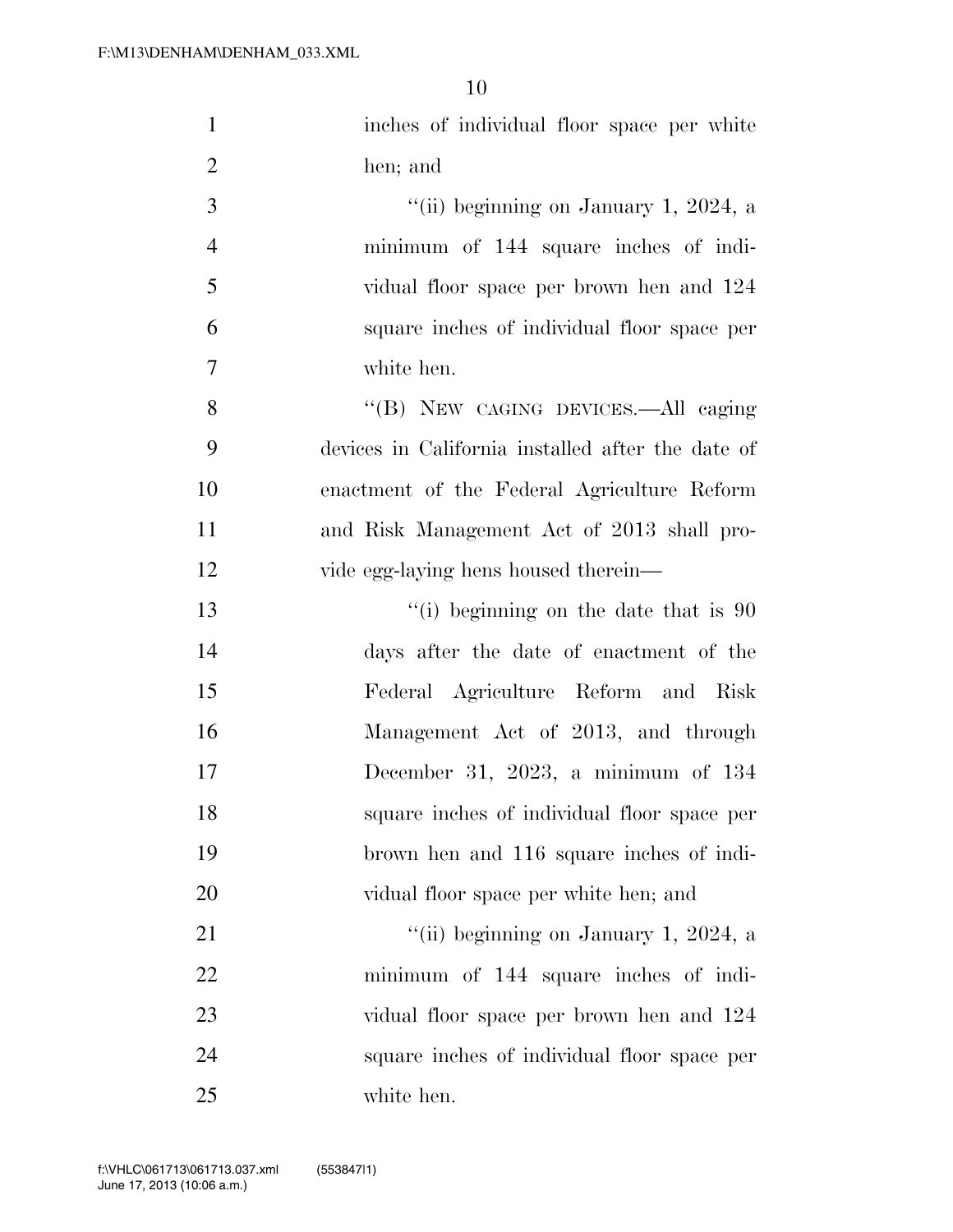inches of individual floor space per white hen; and

"(ii) beginning on January 1, 2024, a minimum of 144 square inches of individual floor space per brown hen and 124 square inches of individual floor space per white hen.

"(B) NEW CAGING DEVICES.—All caging devices in California installed after the date of enactment of the Federal Agriculture Reform and Risk Management Act of 2013 shall provide egg-laying hens housed therein—

"(i) beginning on the date that is 90 days after the date of enactment of the Federal Agriculture Reform and Risk Management Act of 2013, and through December 31, 2023, a minimum of 134 square inches of individual floor space per brown hen and 116 square inches of individual floor space per white hen; and

"(ii) beginning on January 1, 2024, a minimum of 144 square inches of individual floor space per brown hen and 124 square inches of individual floor space per white hen.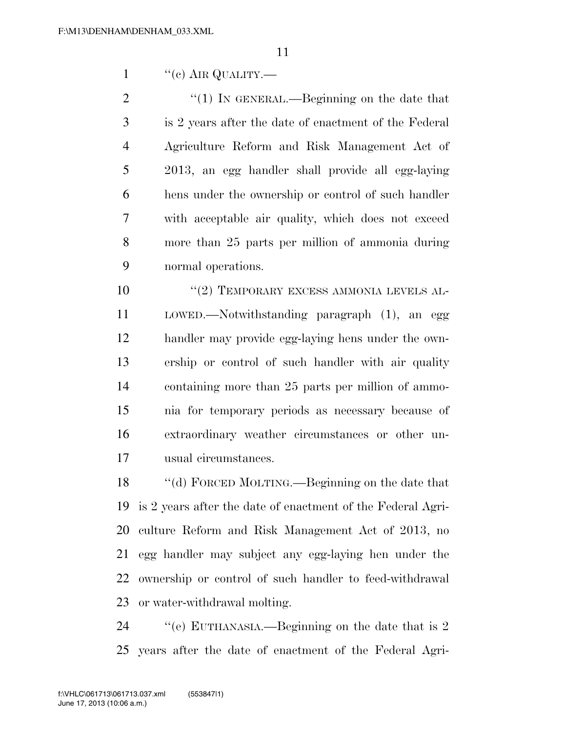"(c) AIR QUALITY.—

"(1) IN GENERAL.—Beginning on the date that is 2 years after the date of enactment of the Federal Agriculture Reform and Risk Management Act of 2013, an egg handler shall provide all egg-laying hens under the ownership or control of such handler with acceptable air quality, which does not exceed more than 25 parts per million of ammonia during normal operations.

"(2) TEMPORARY EXCESS AMMONIA LEVELS ALLOWED.—Notwithstanding paragraph (1), an egg handler may provide egg-laying hens under the ownership or control of such handler with air quality containing more than 25 parts per million of ammonia for temporary periods as necessary because of extraordinary weather circumstances or other unusual circumstances.

"(d) FORCED MOLTING.—Beginning on the date that is 2 years after the date of enactment of the Federal Agriculture Reform and Risk Management Act of 2013, no egg handler may subject any egg-laying hen under the ownership or control of such handler to feed-withdrawal or water-withdrawal molting.

"(e) EUTHANASIA.—Beginning on the date that is 2 years after the date of enactment of the Federal Agri-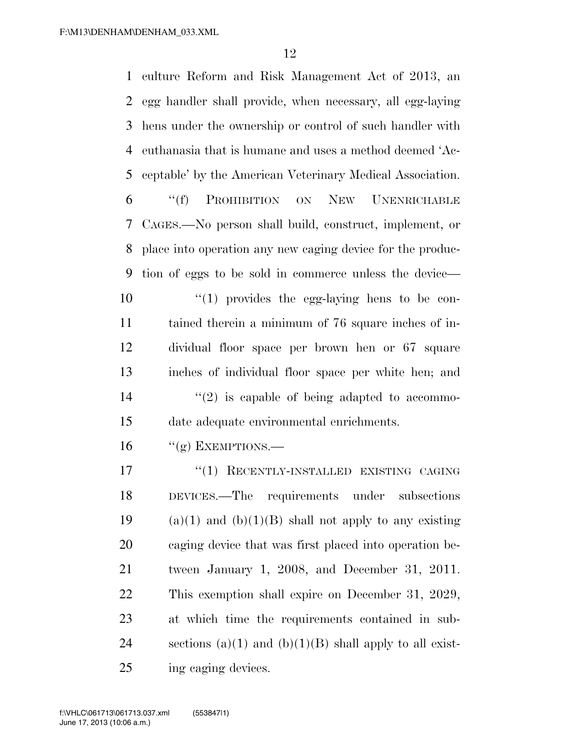culture Reform and Risk Management Act of 2013, an egg handler shall provide, when necessary, all egg-laying hens under the ownership or control of such handler with euthanasia that is humane and uses a method deemed 'Acceptable' by the American Veterinary Medical Association.

"(f) PROHIBITION ON NEW UNENRICHABLE CAGES.—No person shall build, construct, implement, or place into operation any new caging device for the production of eggs to be sold in commerce unless the device—

"(1) provides the egg-laying hens to be contained therein a minimum of 76 square inches of individual floor space per brown hen or 67 square inches of individual floor space per white hen; and

"(2) is capable of being adapted to accommodate adequate environmental enrichments.

"(g) EXEMPTIONS.—

"(1) RECENTLY-INSTALLED EXISTING CAGING DEVICES.—The requirements under subsections (a)(1) and (b)(1)(B) shall not apply to any existing caging device that was first placed into operation between January 1, 2008, and December 31, 2011. This exemption shall expire on December 31, 2029, at which time the requirements contained in subsections (a)(1) and (b)(1)(B) shall apply to all existing caging devices.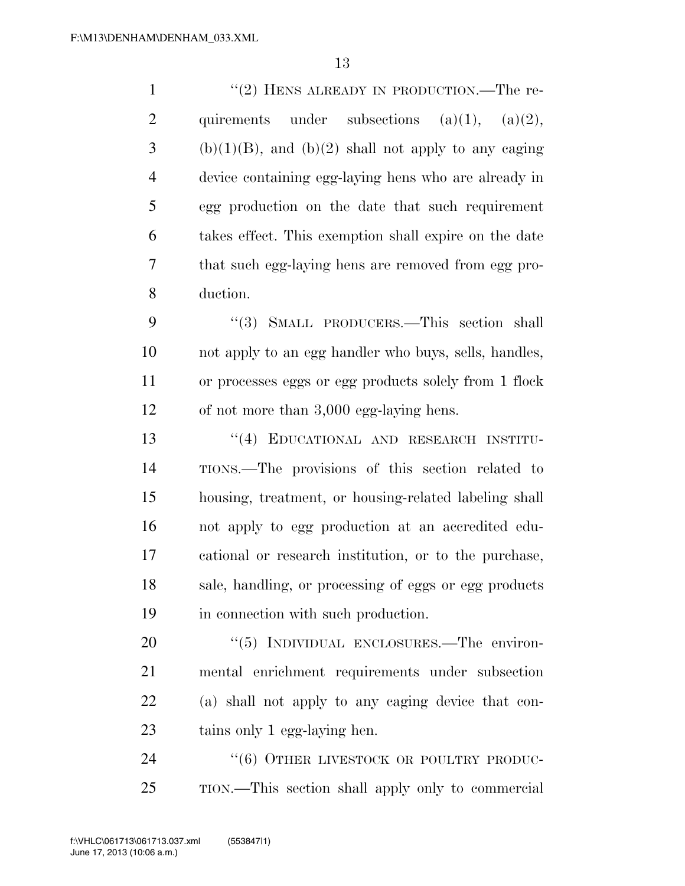"(2) HENS ALREADY IN PRODUCTION.—The requirements under subsections (a)(1), (a)(2), (b)(1)(B), and (b)(2) shall not apply to any caging device containing egg-laying hens who are already in egg production on the date that such requirement takes effect. This exemption shall expire on the date that such egg-laying hens are removed from egg production.

"(3) SMALL PRODUCERS.—This section shall not apply to an egg handler who buys, sells, handles, or processes eggs or egg products solely from 1 flock of not more than 3,000 egg-laying hens.

"(4) EDUCATIONAL AND RESEARCH INSTITUTIONS.—The provisions of this section related to housing, treatment, or housing-related labeling shall not apply to egg production at an accredited educational or research institution, or to the purchase, sale, handling, or processing of eggs or egg products in connection with such production.

"(5) INDIVIDUAL ENCLOSURES.—The environmental enrichment requirements under subsection (a) shall not apply to any caging device that contains only 1 egg-laying hen.

"(6) OTHER LIVESTOCK OR POULTRY PRODUCTION.—This section shall apply only to commercial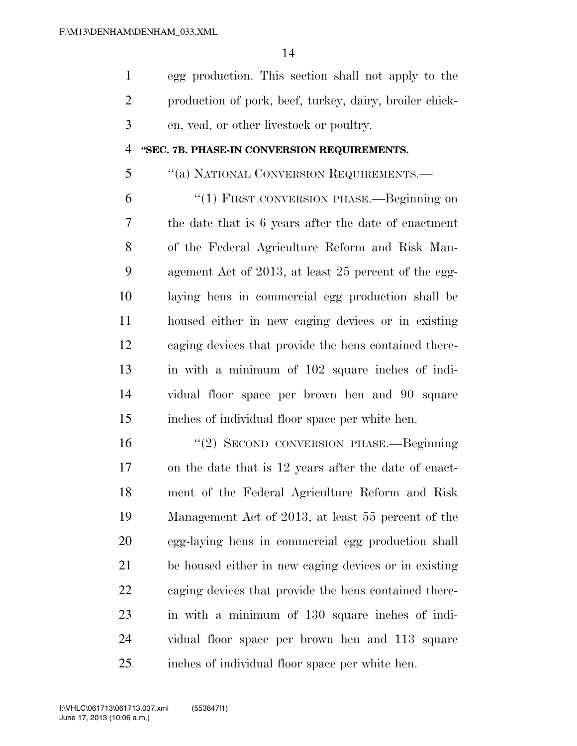egg production. This section shall not apply to the production of pork, beef, turkey, dairy, broiler chicken, veal, or other livestock or poultry.

**"SEC. 7B. PHASE-IN CONVERSION REQUIREMENTS.**

"(a) NATIONAL CONVERSION REQUIREMENTS.—

"(1) FIRST CONVERSION PHASE.—Beginning on the date that is 6 years after the date of enactment of the Federal Agriculture Reform and Risk Management Act of 2013, at least 25 percent of the egg-laying hens in commercial egg production shall be housed either in new caging devices or in existing caging devices that provide the hens contained therein with a minimum of 102 square inches of individual floor space per brown hen and 90 square inches of individual floor space per white hen.

"(2) SECOND CONVERSION PHASE.—Beginning on the date that is 12 years after the date of enactment of the Federal Agriculture Reform and Risk Management Act of 2013, at least 55 percent of the egg-laying hens in commercial egg production shall be housed either in new caging devices or in existing caging devices that provide the hens contained therein with a minimum of 130 square inches of individual floor space per brown hen and 113 square inches of individual floor space per white hen.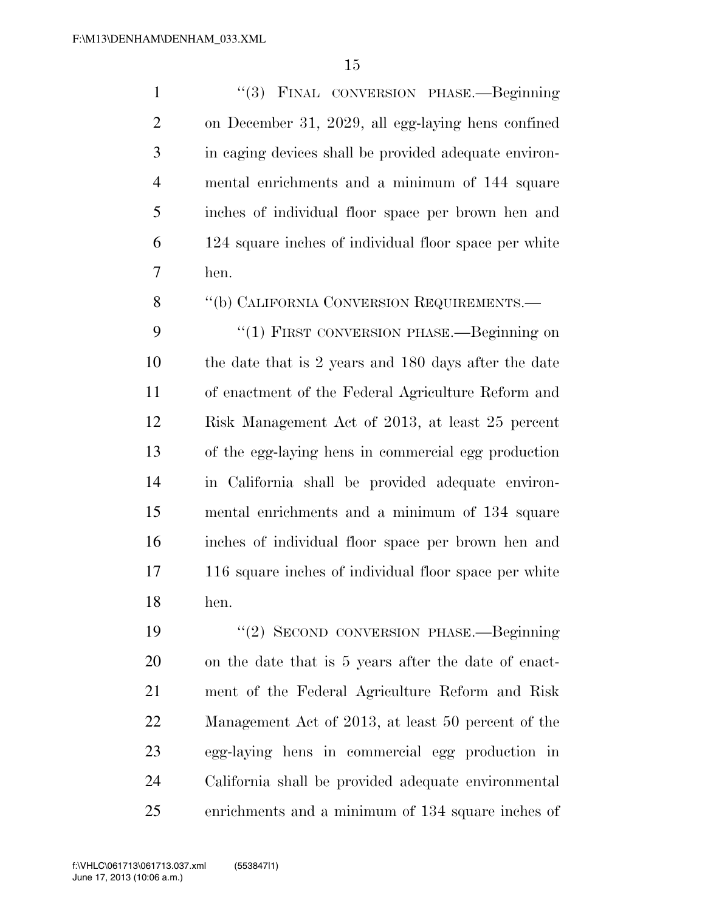"(3) FINAL CONVERSION PHASE.—Beginning on December 31, 2029, all egg-laying hens confined in caging devices shall be provided adequate environmental enrichments and a minimum of 144 square inches of individual floor space per brown hen and 124 square inches of individual floor space per white hen.

"(b) CALIFORNIA CONVERSION REQUIREMENTS.—

"(1) FIRST CONVERSION PHASE.—Beginning on the date that is 2 years and 180 days after the date of enactment of the Federal Agriculture Reform and Risk Management Act of 2013, at least 25 percent of the egg-laying hens in commercial egg production in California shall be provided adequate environmental enrichments and a minimum of 134 square inches of individual floor space per brown hen and 116 square inches of individual floor space per white hen.

"(2) SECOND CONVERSION PHASE.—Beginning on the date that is 5 years after the date of enactment of the Federal Agriculture Reform and Risk Management Act of 2013, at least 50 percent of the egg-laying hens in commercial egg production in California shall be provided adequate environmental enrichments and a minimum of 134 square inches of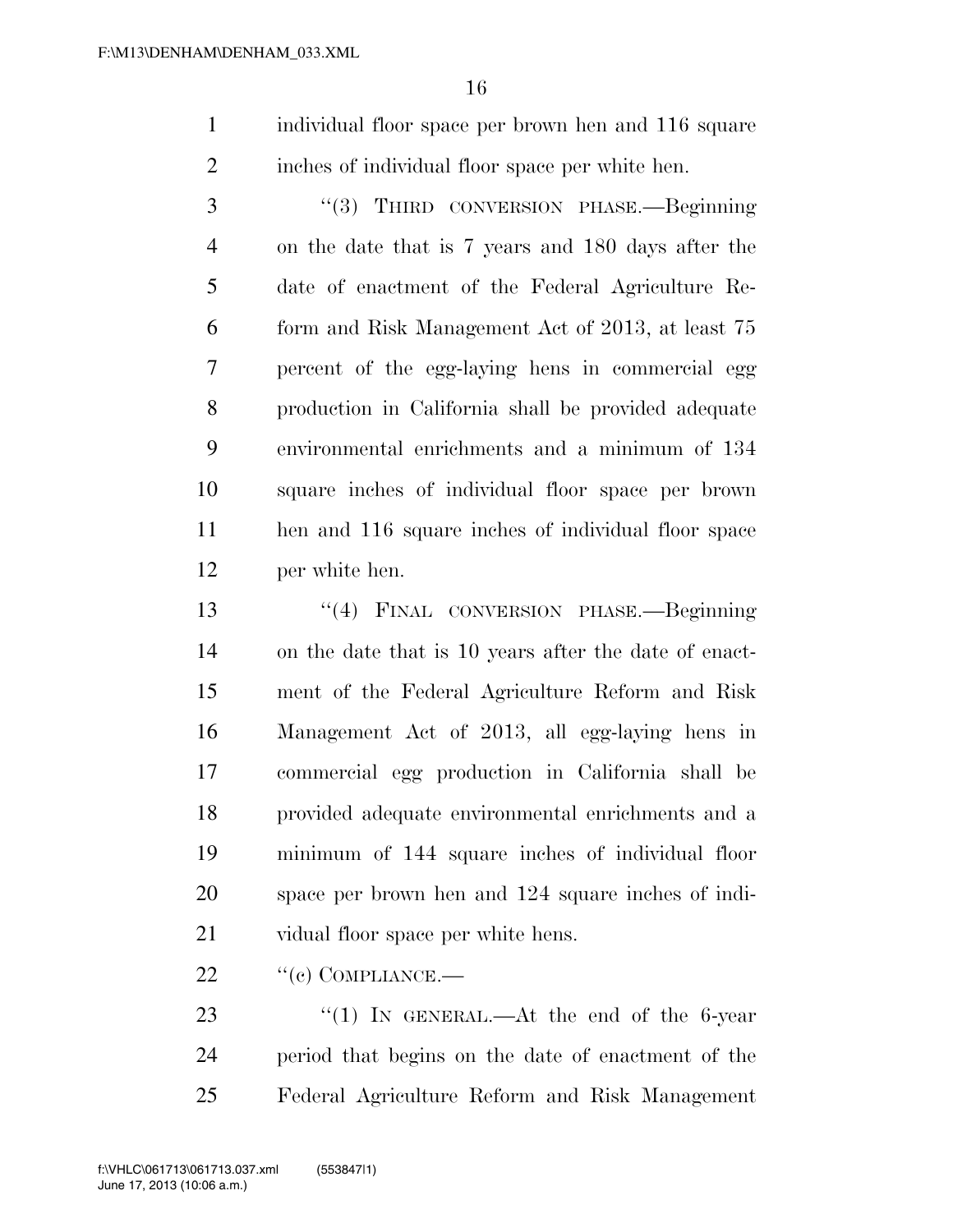individual floor space per brown hen and 116 square inches of individual floor space per white hen.

"(3) THIRD CONVERSION PHASE.—Beginning on the date that is 7 years and 180 days after the date of enactment of the Federal Agriculture Reform and Risk Management Act of 2013, at least 75 percent of the egg-laying hens in commercial egg production in California shall be provided adequate environmental enrichments and a minimum of 134 square inches of individual floor space per brown hen and 116 square inches of individual floor space per white hen.

"(4) FINAL CONVERSION PHASE.—Beginning on the date that is 10 years after the date of enactment of the Federal Agriculture Reform and Risk Management Act of 2013, all egg-laying hens in commercial egg production in California shall be provided adequate environmental enrichments and a minimum of 144 square inches of individual floor space per brown hen and 124 square inches of individual floor space per white hens.

"(c) COMPLIANCE.—

"(1) IN GENERAL.—At the end of the 6-year period that begins on the date of enactment of the Federal Agriculture Reform and Risk Management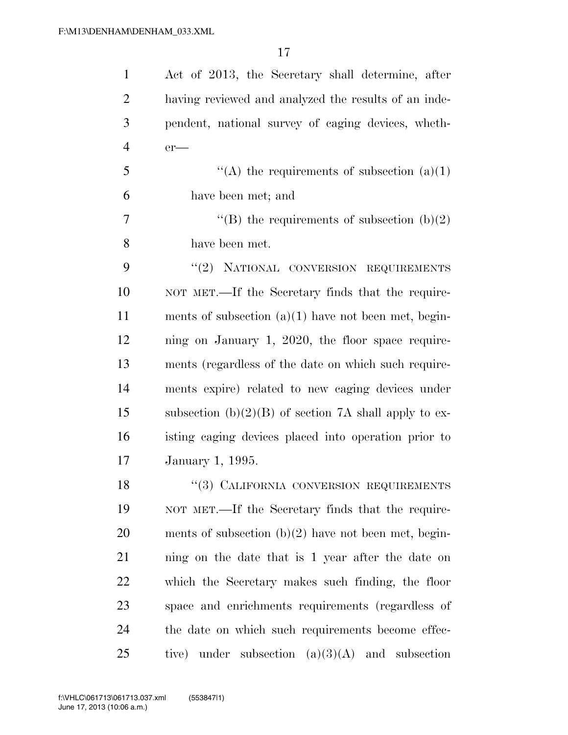Act of 2013, the Secretary shall determine, after having reviewed and analyzed the results of an independent, national survey of caging devices, whether—

"(A) the requirements of subsection (a)(1) have been met; and

"(B) the requirements of subsection (b)(2) have been met.

"(2) NATIONAL CONVERSION REQUIREMENTS NOT MET.—If the Secretary finds that the requirements of subsection (a)(1) have not been met, beginning on January 1, 2020, the floor space requirements (regardless of the date on which such requirements expire) related to new caging devices under subsection (b)(2)(B) of section 7A shall apply to existing caging devices placed into operation prior to January 1, 1995.

"(3) CALIFORNIA CONVERSION REQUIREMENTS NOT MET.—If the Secretary finds that the requirements of subsection (b)(2) have not been met, beginning on the date that is 1 year after the date on which the Secretary makes such finding, the floor space and enrichments requirements (regardless of the date on which such requirements become effective) under subsection (a)(3)(A) and subsection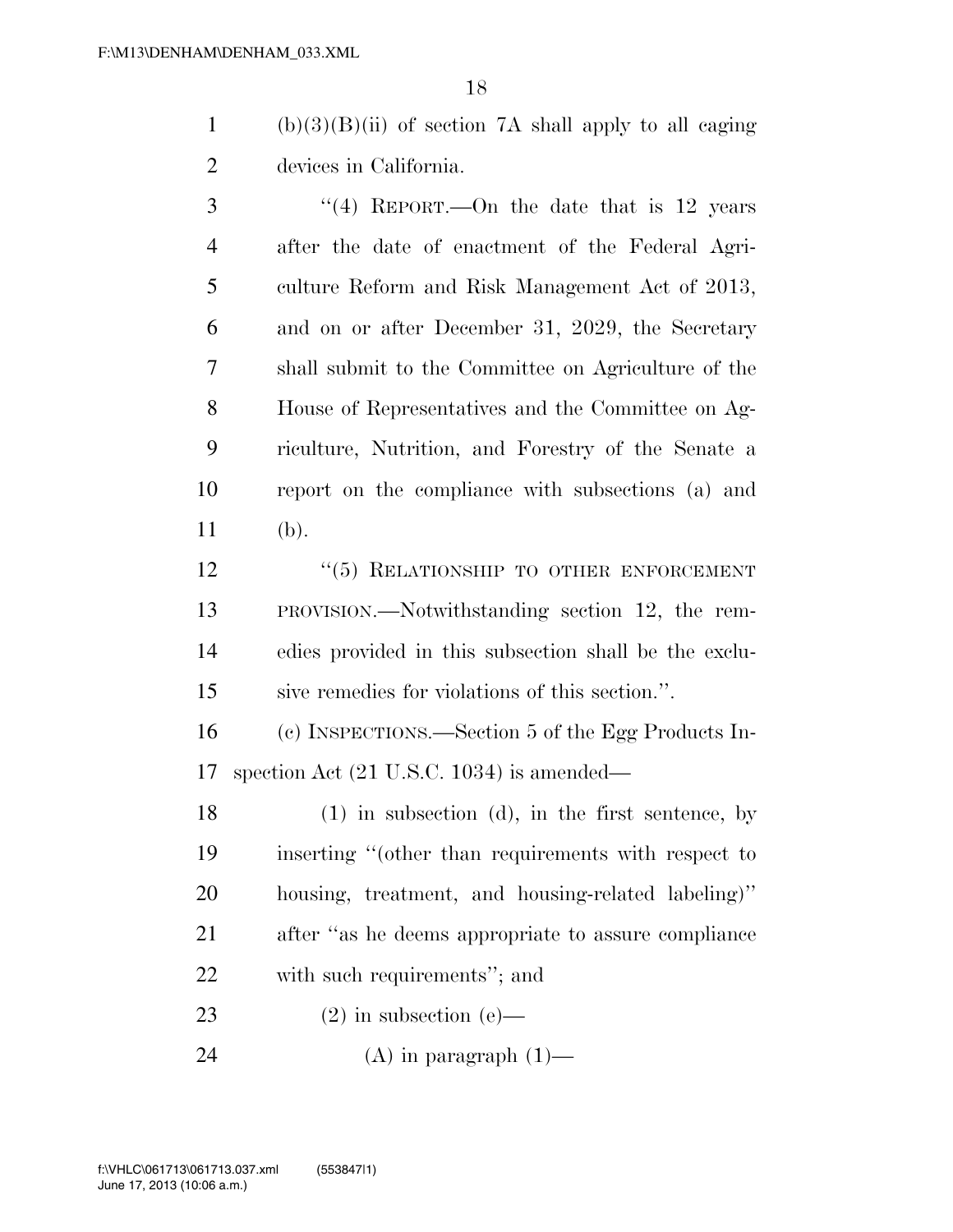(b)(3)(B)(ii) of section 7A shall apply to all caging devices in California.

"(4) REPORT.—On the date that is 12 years after the date of enactment of the Federal Agriculture Reform and Risk Management Act of 2013, and on or after December 31, 2029, the Secretary shall submit to the Committee on Agriculture of the House of Representatives and the Committee on Agriculture, Nutrition, and Forestry of the Senate a report on the compliance with subsections (a) and (b).

"(5) RELATIONSHIP TO OTHER ENFORCEMENT PROVISION.—Notwithstanding section 12, the remedies provided in this subsection shall be the exclusive remedies for violations of this section.".

(c) INSPECTIONS.—Section 5 of the Egg Products Inspection Act (21 U.S.C. 1034) is amended—

(1) in subsection (d), in the first sentence, by inserting "(other than requirements with respect to housing, treatment, and housing-related labeling)" after "as he deems appropriate to assure compliance with such requirements"; and

(2) in subsection (e)—

(A) in paragraph (1)—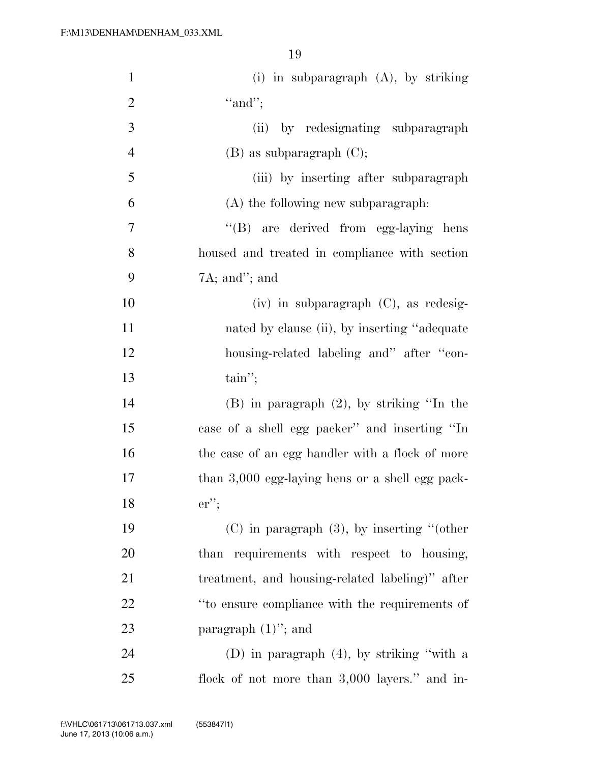(i) in subparagraph (A), by striking "and";

(ii) by redesignating subparagraph (B) as subparagraph (C);

(iii) by inserting after subparagraph (A) the following new subparagraph:

"(B) are derived from egg-laying hens housed and treated in compliance with section 7A; and"; and

(iv) in subparagraph (C), as redesignated by clause (ii), by inserting "adequate housing-related labeling and" after "contain";

(B) in paragraph (2), by striking "In the case of a shell egg packer" and inserting "In the case of an egg handler with a flock of more than 3,000 egg-laying hens or a shell egg packer";

(C) in paragraph (3), by inserting "(other than requirements with respect to housing, treatment, and housing-related labeling)" after "to ensure compliance with the requirements of paragraph (1)"; and

(D) in paragraph (4), by striking "with a flock of not more than 3,000 layers." and in-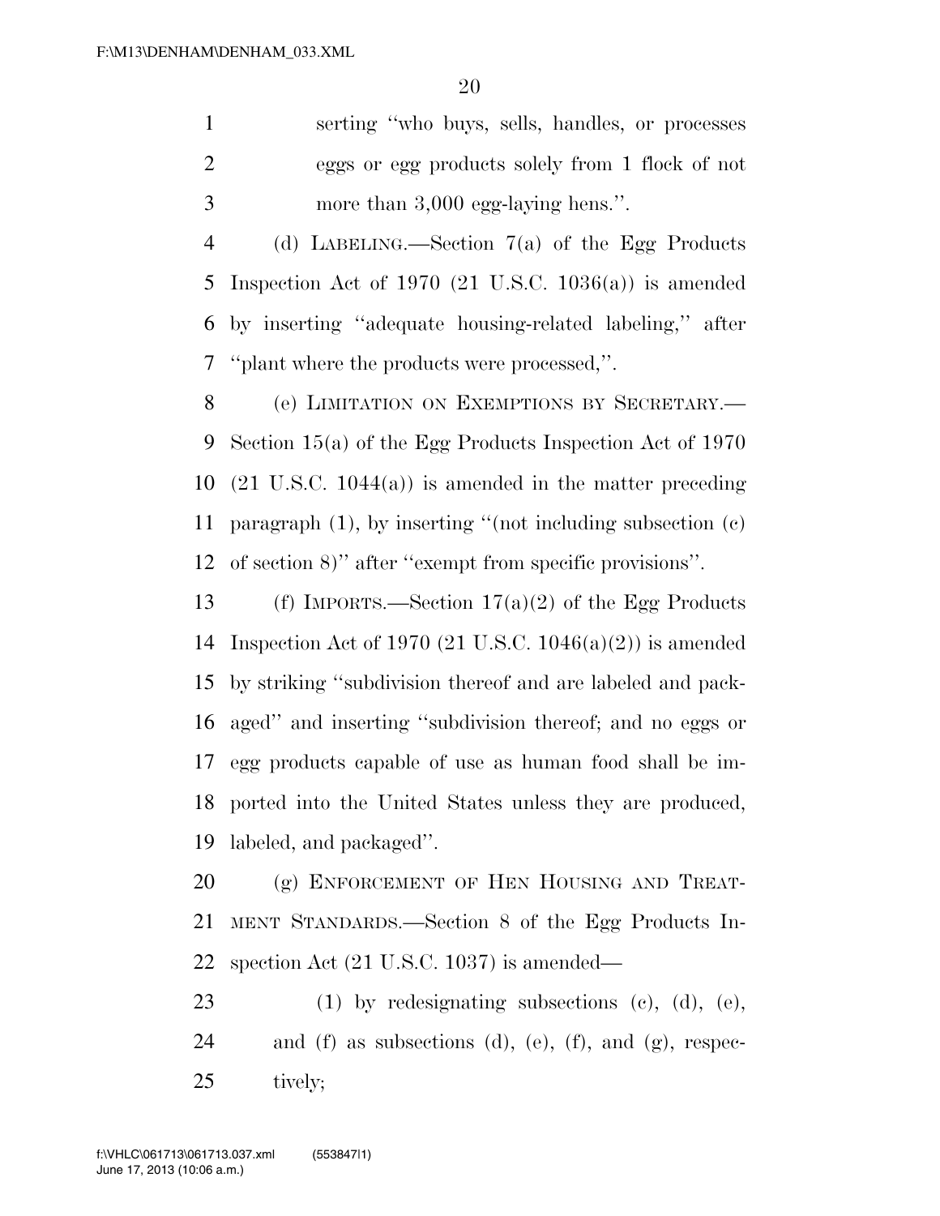serting ''who buys, sells, handles, or processes eggs or egg products solely from 1 flock of not more than 3,000 egg-laying hens.''.

(d) LABELING.—Section 7(a) of the Egg Products Inspection Act of 1970 (21 U.S.C. 1036(a)) is amended by inserting ''adequate housing-related labeling,'' after ''plant where the products were processed,''.

(e) LIMITATION ON EXEMPTIONS BY SECRETARY.—Section 15(a) of the Egg Products Inspection Act of 1970 (21 U.S.C. 1044(a)) is amended in the matter preceding paragraph (1), by inserting ''(not including subsection (c) of section 8)'' after ''exempt from specific provisions''.

(f) IMPORTS.—Section 17(a)(2) of the Egg Products Inspection Act of 1970 (21 U.S.C. 1046(a)(2)) is amended by striking ''subdivision thereof and are labeled and packaged'' and inserting ''subdivision thereof; and no eggs or egg products capable of use as human food shall be imported into the United States unless they are produced, labeled, and packaged''.

(g) ENFORCEMENT OF HEN HOUSING AND TREATMENT STANDARDS.—Section 8 of the Egg Products Inspection Act (21 U.S.C. 1037) is amended—

(1) by redesignating subsections (c), (d), (e), and (f) as subsections (d), (e), (f), and (g), respectively;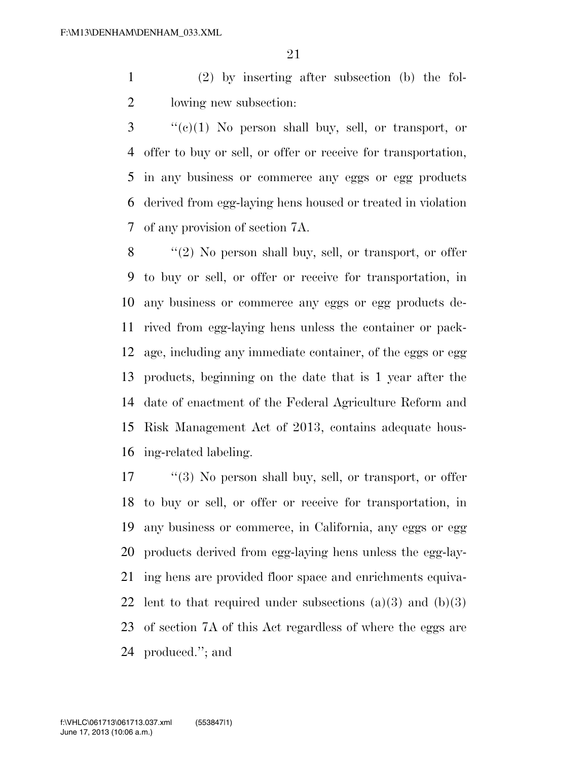(2) by inserting after subsection (b) the following new subsection:

"(c)(1) No person shall buy, sell, or transport, or offer to buy or sell, or offer or receive for transportation, in any business or commerce any eggs or egg products derived from egg-laying hens housed or treated in violation of any provision of section 7A.

"(2) No person shall buy, sell, or transport, or offer to buy or sell, or offer or receive for transportation, in any business or commerce any eggs or egg products derived from egg-laying hens unless the container or package, including any immediate container, of the eggs or egg products, beginning on the date that is 1 year after the date of enactment of the Federal Agriculture Reform and Risk Management Act of 2013, contains adequate housing-related labeling.

"(3) No person shall buy, sell, or transport, or offer to buy or sell, or offer or receive for transportation, in any business or commerce, in California, any eggs or egg products derived from egg-laying hens unless the egg-laying hens are provided floor space and enrichments equivalent to that required under subsections (a)(3) and (b)(3) of section 7A of this Act regardless of where the eggs are produced."; and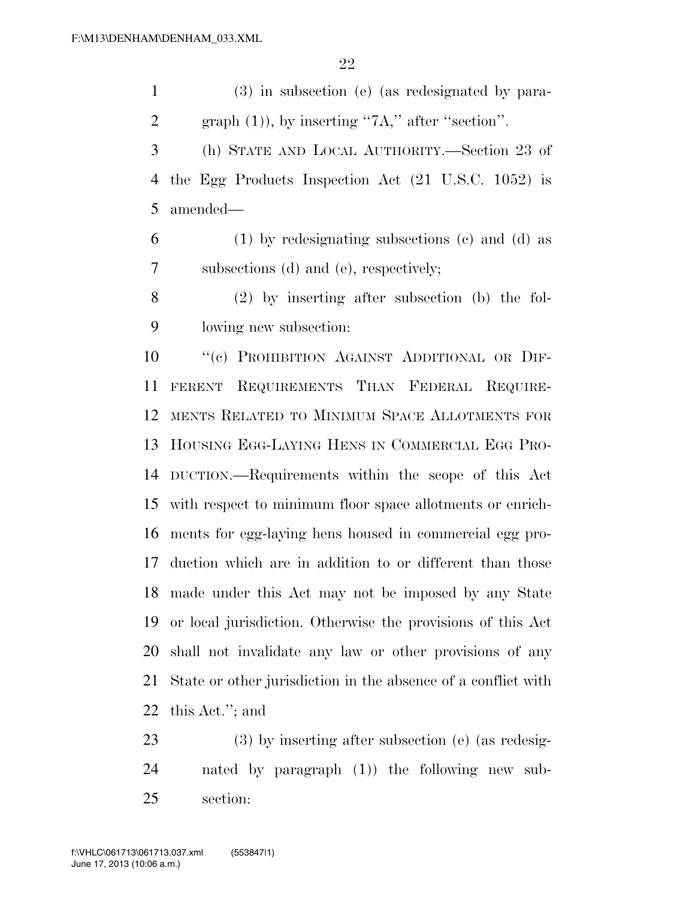(3) in subsection (e) (as redesignated by paragraph (1)), by inserting ''7A,'' after ''section''.

(h) STATE AND LOCAL AUTHORITY.—Section 23 of the Egg Products Inspection Act (21 U.S.C. 1052) is amended—

(1) by redesignating subsections (c) and (d) as subsections (d) and (e), respectively;

(2) by inserting after subsection (b) the following new subsection:

''(c) PROHIBITION AGAINST ADDITIONAL OR DIFFERENT REQUIREMENTS THAN FEDERAL REQUIREMENTS RELATED TO MINIMUM SPACE ALLOTMENTS FOR HOUSING EGG-LAYING HENS IN COMMERCIAL EGG PRODUCTION.—Requirements within the scope of this Act with respect to minimum floor space allotments or enrichments for egg-laying hens housed in commercial egg production which are in addition to or different than those made under this Act may not be imposed by any State or local jurisdiction. Otherwise the provisions of this Act shall not invalidate any law or other provisions of any State or other jurisdiction in the absence of a conflict with this Act.''; and

(3) by inserting after subsection (e) (as redesignated by paragraph (1)) the following new subsection: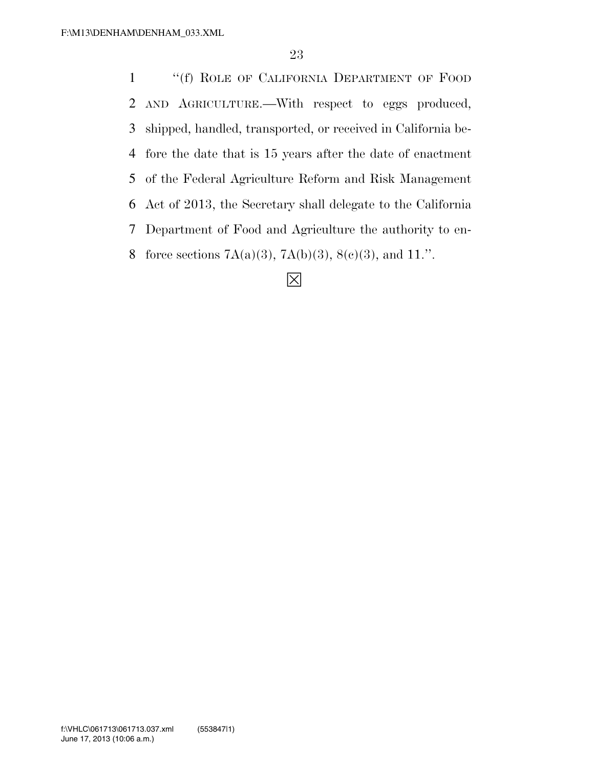"(f) ROLE OF CALIFORNIA DEPARTMENT OF FOOD AND AGRICULTURE.—With respect to eggs produced, shipped, handled, transported, or received in California before the date that is 15 years after the date of enactment of the Federal Agriculture Reform and Risk Management Act of 2013, the Secretary shall delegate to the California Department of Food and Agriculture the authority to enforce sections 7A(a)(3), 7A(b)(3), 8(c)(3), and 11.".